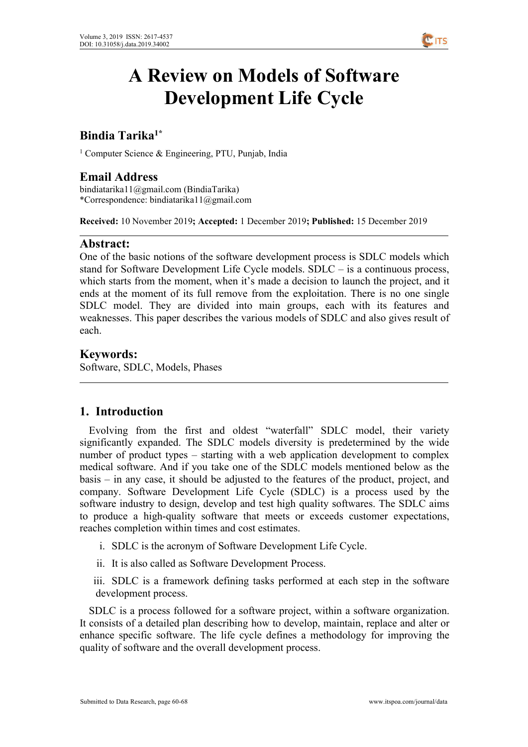# A Review on Models of Software Development Life Cycle

## Bindia Tarika[1*]

[1] Computer Science & Engineering, PTU, Punjab, India

## Email Address

bindiatarika11@gmail.com (BindiaTarika)
*Correspondence: bindiatarika11@gmail.com

**Received:** 10 November 2019**; Accepted:** 1 December 2019**; Published:** 15 December 2019

## Abstract:

One of the basic notions of the software development process is SDLC models which stand for Software Development Life Cycle models. SDLC – is a continuous process, which starts from the moment, when it's made a decision to launch the project, and it ends at the moment of its full remove from the exploitation. There is no one single SDLC model. They are divided into main groups, each with its features and weaknesses. This paper describes the various models of SDLC and also gives result of each.

## Keywords:

Software, SDLC, Models, Phases

## 1. Introduction

Evolving from the first and oldest "waterfall" SDLC model, their variety significantly expanded. The SDLC models diversity is predetermined by the wide number of product types – starting with a web application development to complex medical software. And if you take one of the SDLC models mentioned below as the basis – in any case, it should be adjusted to the features of the product, project, and company. Software Development Life Cycle (SDLC) is a process used by the software industry to design, develop and test high quality softwares. The SDLC aims to produce a high-quality software that meets or exceeds customer expectations, reaches completion within times and cost estimates.

i. SDLC is the acronym of Software Development Life Cycle.

ii. It is also called as Software Development Process.

iii. SDLC is a framework defining tasks performed at each step in the software development process.

SDLC is a process followed for a software project, within a software organization. It consists of a detailed plan describing how to develop, maintain, replace and alter or enhance specific software. The life cycle defines a methodology for improving the quality of software and the overall development process.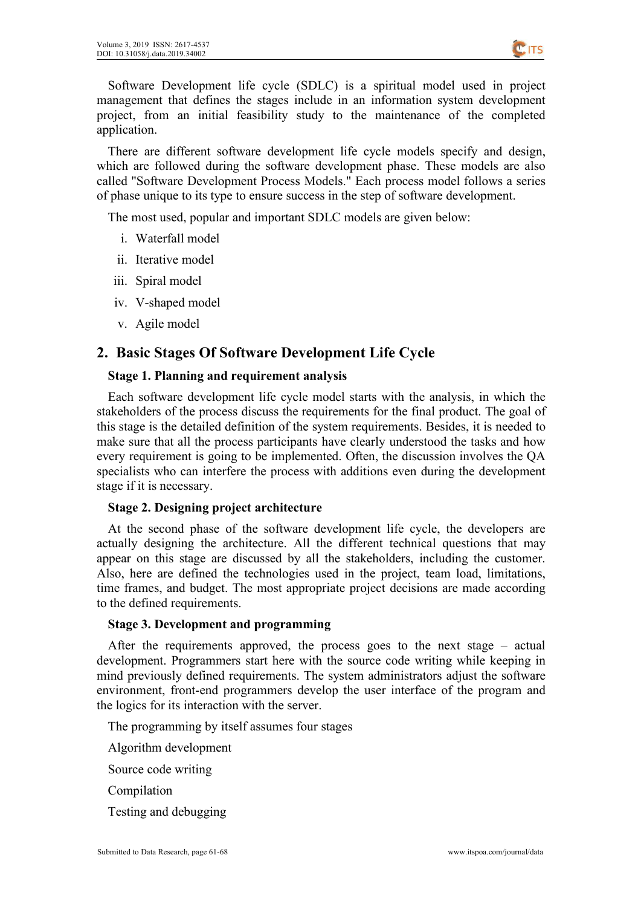Software Development life cycle (SDLC) is a spiritual model used in project management that defines the stages include in an information system development project, from an initial feasibility study to the maintenance of the completed application.

There are different software development life cycle models specify and design, which are followed during the software development phase. These models are also called "Software Development Process Models." Each process model follows a series of phase unique to its type to ensure success in the step of software development.

The most used, popular and important SDLC models are given below:

i. Waterfall model
ii. Iterative model
iii. Spiral model
iv. V-shaped model
v. Agile model

## 2. Basic Stages Of Software Development Life Cycle

**Stage 1. Planning and requirement analysis**

Each software development life cycle model starts with the analysis, in which the stakeholders of the process discuss the requirements for the final product. The goal of this stage is the detailed definition of the system requirements. Besides, it is needed to make sure that all the process participants have clearly understood the tasks and how every requirement is going to be implemented. Often, the discussion involves the QA specialists who can interfere the process with additions even during the development stage if it is necessary.

**Stage 2. Designing project architecture**

At the second phase of the software development life cycle, the developers are actually designing the architecture. All the different technical questions that may appear on this stage are discussed by all the stakeholders, including the customer. Also, here are defined the technologies used in the project, team load, limitations, time frames, and budget. The most appropriate project decisions are made according to the defined requirements.

**Stage 3. Development and programming**

After the requirements approved, the process goes to the next stage – actual development. Programmers start here with the source code writing while keeping in mind previously defined requirements. The system administrators adjust the software environment, front-end programmers develop the user interface of the program and the logics for its interaction with the server.

The programming by itself assumes four stages

Algorithm development

Source code writing

Compilation

Testing and debugging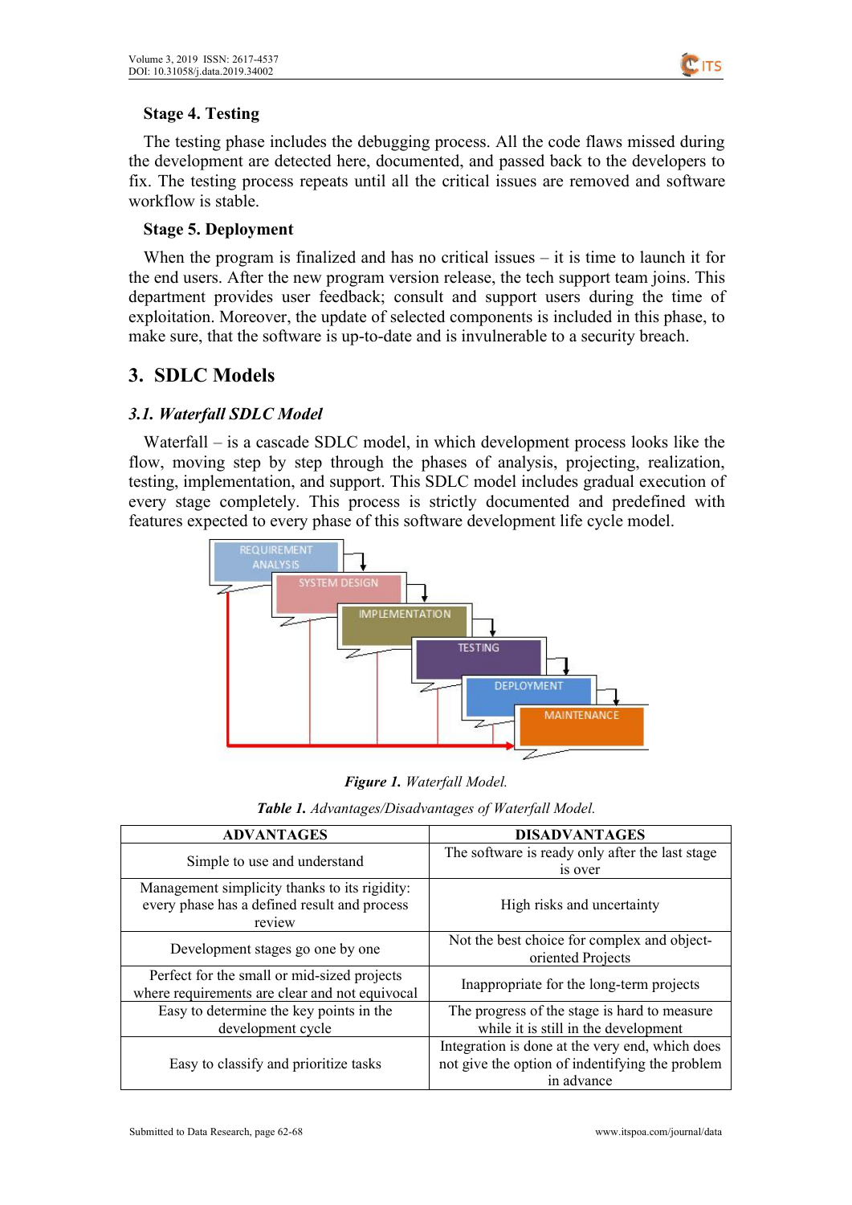**Stage 4. Testing**

The testing phase includes the debugging process. All the code flaws missed during the development are detected here, documented, and passed back to the developers to fix. The testing process repeats until all the critical issues are removed and software workflow is stable.

**Stage 5. Deployment**

When the program is finalized and has no critical issues – it is time to launch it for the end users. After the new program version release, the tech support team joins. This department provides user feedback; consult and support users during the time of exploitation. Moreover, the update of selected components is included in this phase, to make sure, that the software is up-to-date and is invulnerable to a security breach.

## 3. SDLC Models

### *3.1. Waterfall SDLC Model*

Waterfall – is a cascade SDLC model, in which development process looks like the flow, moving step by step through the phases of analysis, projecting, realization, testing, implementation, and support. This SDLC model includes gradual execution of every stage completely. This process is strictly documented and predefined with features expected to every phase of this software development life cycle model.

***Figure 1.*** *Waterfall Model.*

***Table 1.*** *Advantages/Disadvantages of Waterfall Model.*

| ADVANTAGES | DISADVANTAGES |
|---|---|
| Simple to use and understand | The software is ready only after the last stage is over |
| Management simplicity thanks to its rigidity: every phase has a defined result and process review | High risks and uncertainty |
| Development stages go one by one | Not the best choice for complex and object-oriented Projects |
| Perfect for the small or mid-sized projects where requirements are clear and not equivocal | Inappropriate for the long-term projects |
| Easy to determine the key points in the development cycle | The progress of the stage is hard to measure while it is still in the development |
| Easy to classify and prioritize tasks | Integration is done at the very end, which does not give the option of indentifying the problem in advance |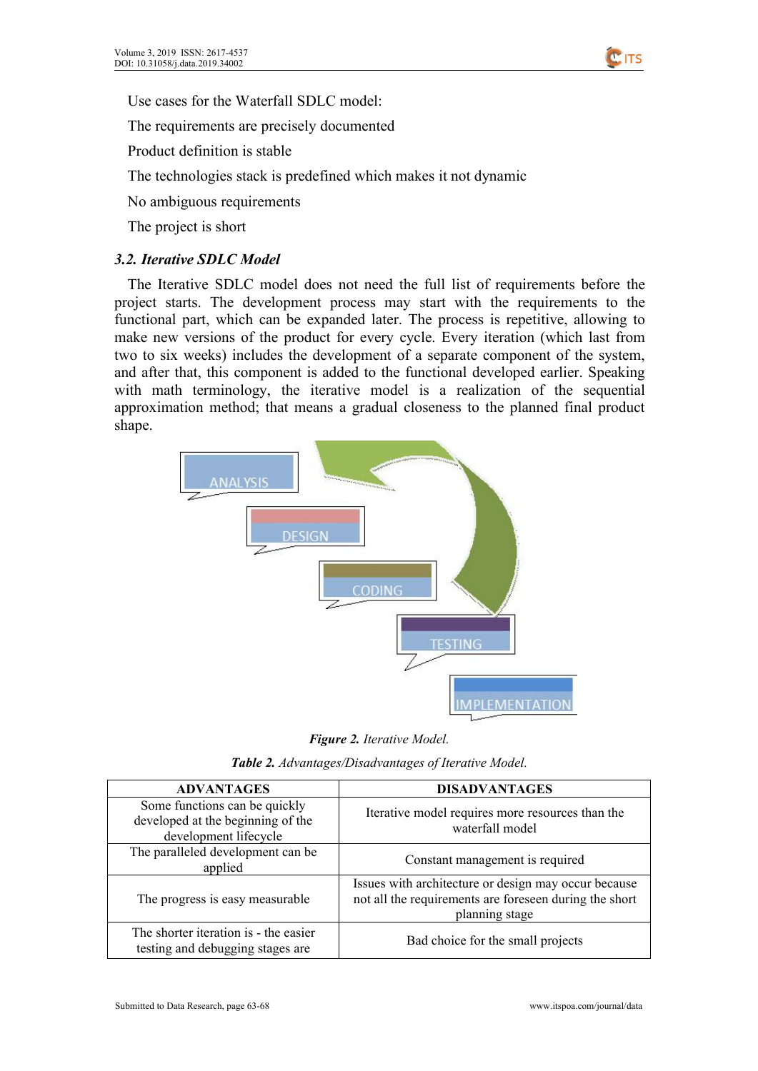Use cases for the Waterfall SDLC model:

The requirements are precisely documented

Product definition is stable

The technologies stack is predefined which makes it not dynamic

No ambiguous requirements

The project is short

### *3.2. Iterative SDLC Model*

The Iterative SDLC model does not need the full list of requirements before the project starts. The development process may start with the requirements to the functional part, which can be expanded later. The process is repetitive, allowing to make new versions of the product for every cycle. Every iteration (which last from two to six weeks) includes the development of a separate component of the system, and after that, this component is added to the functional developed earlier. Speaking with math terminology, the iterative model is a realization of the sequential approximation method; that means a gradual closeness to the planned final product shape.

***Figure 2.*** *Iterative Model.*

***Table 2.*** *Advantages/Disadvantages of Iterative Model.*

| ADVANTAGES | DISADVANTAGES |
|---|---|
| Some functions can be quickly developed at the beginning of the development lifecycle | Iterative model requires more resources than the waterfall model |
| The paralleled development can be applied | Constant management is required |
| The progress is easy measurable | Issues with architecture or design may occur because not all the requirements are foreseen during the short planning stage |
| The shorter iteration is - the easier testing and debugging stages are | Bad choice for the small projects |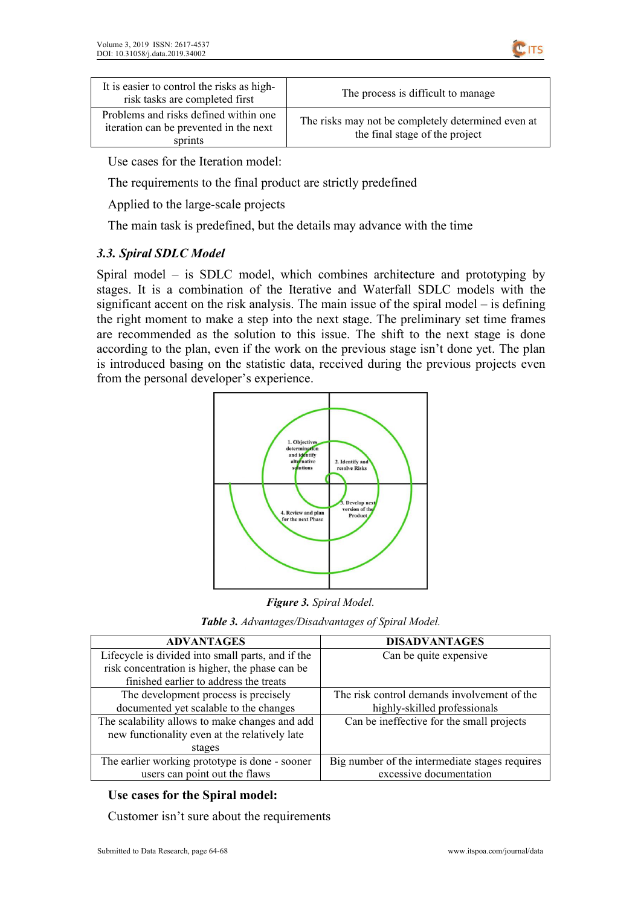| It is easier to control the risks as high-risk tasks are completed first | The process is difficult to manage |
|---|---|
| Problems and risks defined within one iteration can be prevented in the next sprints | The risks may not be completely determined even at the final stage of the project |

Use cases for the Iteration model:

The requirements to the final product are strictly predefined

Applied to the large-scale projects

The main task is predefined, but the details may advance with the time

### *3.3. Spiral SDLC Model*

Spiral model – is SDLC model, which combines architecture and prototyping by stages. It is a combination of the Iterative and Waterfall SDLC models with the significant accent on the risk analysis. The main issue of the spiral model – is defining the right moment to make a step into the next stage. The preliminary set time frames are recommended as the solution to this issue. The shift to the next stage is done according to the plan, even if the work on the previous stage isn't done yet. The plan is introduced basing on the statistic data, received during the previous projects even from the personal developer's experience.

1. Objectives determination and identify alternative solutions

2. Identify and resolve Risks

3. Develop next version of the Product

4. Review and plan for the next Phase

***Figure 3.*** *Spiral Model.*

***Table 3.*** *Advantages/Disadvantages of Spiral Model.*

| ADVANTAGES | DISADVANTAGES |
|---|---|
| Lifecycle is divided into small parts, and if the risk concentration is higher, the phase can be finished earlier to address the treats | Can be quite expensive |
| The development process is precisely documented yet scalable to the changes | The risk control demands involvement of the highly-skilled professionals |
| The scalability allows to make changes and add new functionality even at the relatively late stages | Can be ineffective for the small projects |
| The earlier working prototype is done - sooner users can point out the flaws | Big number of the intermediate stages requires excessive documentation |

**Use cases for the Spiral model:**

Customer isn't sure about the requirements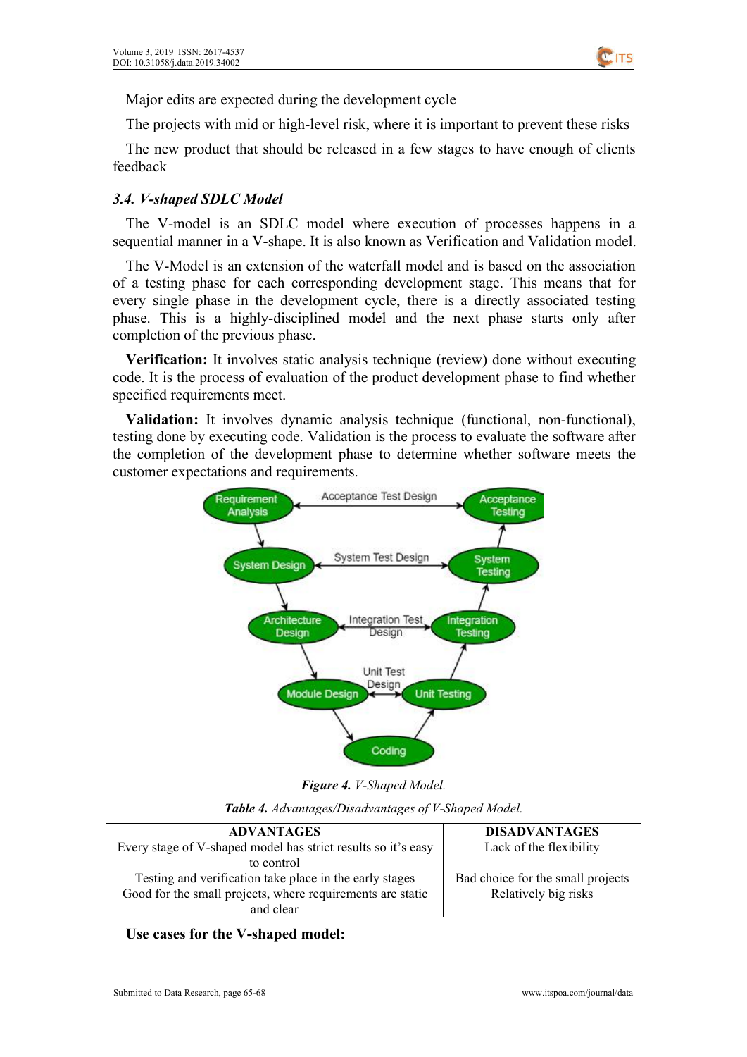Major edits are expected during the development cycle

The projects with mid or high-level risk, where it is important to prevent these risks

The new product that should be released in a few stages to have enough of clients feedback

### *3.4. V-shaped SDLC Model*

The V-model is an SDLC model where execution of processes happens in a sequential manner in a V-shape. It is also known as Verification and Validation model.

The V-Model is an extension of the waterfall model and is based on the association of a testing phase for each corresponding development stage. This means that for every single phase in the development cycle, there is a directly associated testing phase. This is a highly-disciplined model and the next phase starts only after completion of the previous phase.

**Verification:** It involves static analysis technique (review) done without executing code. It is the process of evaluation of the product development phase to find whether specified requirements meet.

**Validation:** It involves dynamic analysis technique (functional, non-functional), testing done by executing code. Validation is the process to evaluate the software after the completion of the development phase to determine whether software meets the customer expectations and requirements.

***Figure 4.*** *V-Shaped Model.*

***Table 4.*** *Advantages/Disadvantages of V-Shaped Model.*

| ADVANTAGES | DISADVANTAGES |
|---|---|
| Every stage of V-shaped model has strict results so it's easy to control | Lack of the flexibility |
| Testing and verification take place in the early stages | Bad choice for the small projects |
| Good for the small projects, where requirements are static and clear | Relatively big risks |

**Use cases for the V-shaped model:**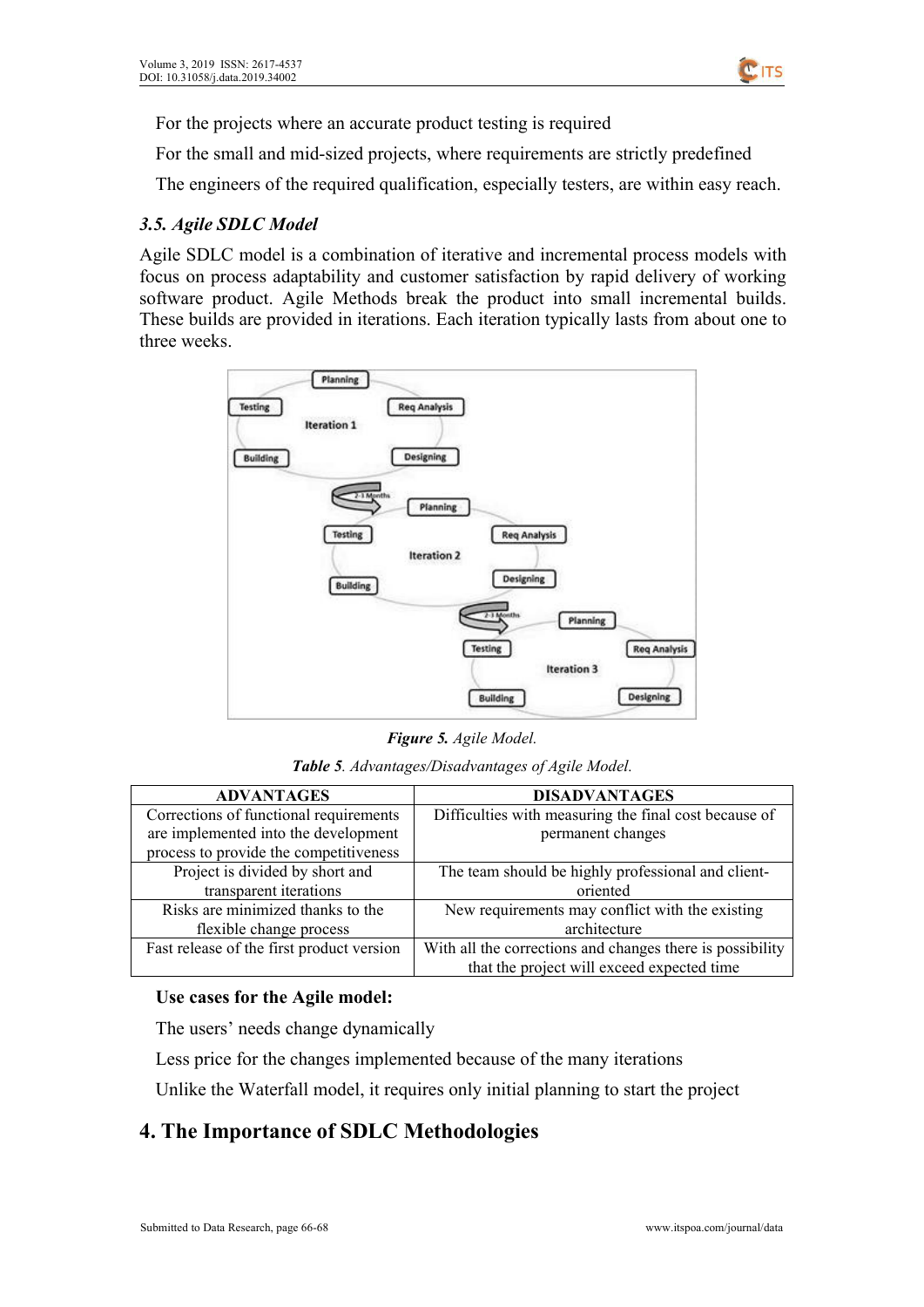For the projects where an accurate product testing is required

For the small and mid-sized projects, where requirements are strictly predefined

The engineers of the required qualification, especially testers, are within easy reach.

### *3.5. Agile SDLC Model*

Agile SDLC model is a combination of iterative and incremental process models with focus on process adaptability and customer satisfaction by rapid delivery of working software product. Agile Methods break the product into small incremental builds. These builds are provided in iterations. Each iteration typically lasts from about one to three weeks.

***Figure 5.*** *Agile Model.*

***Table 5****. Advantages/Disadvantages of Agile Model.*

| ADVANTAGES | DISADVANTAGES |
|---|---|
| Corrections of functional requirements are implemented into the development process to provide the competitiveness | Difficulties with measuring the final cost because of permanent changes |
| Project is divided by short and transparent iterations | The team should be highly professional and client-oriented |
| Risks are minimized thanks to the flexible change process | New requirements may conflict with the existing architecture |
| Fast release of the first product version | With all the corrections and changes there is possibility that the project will exceed expected time |

**Use cases for the Agile model:**

The users' needs change dynamically

Less price for the changes implemented because of the many iterations

Unlike the Waterfall model, it requires only initial planning to start the project

## 4. The Importance of SDLC Methodologies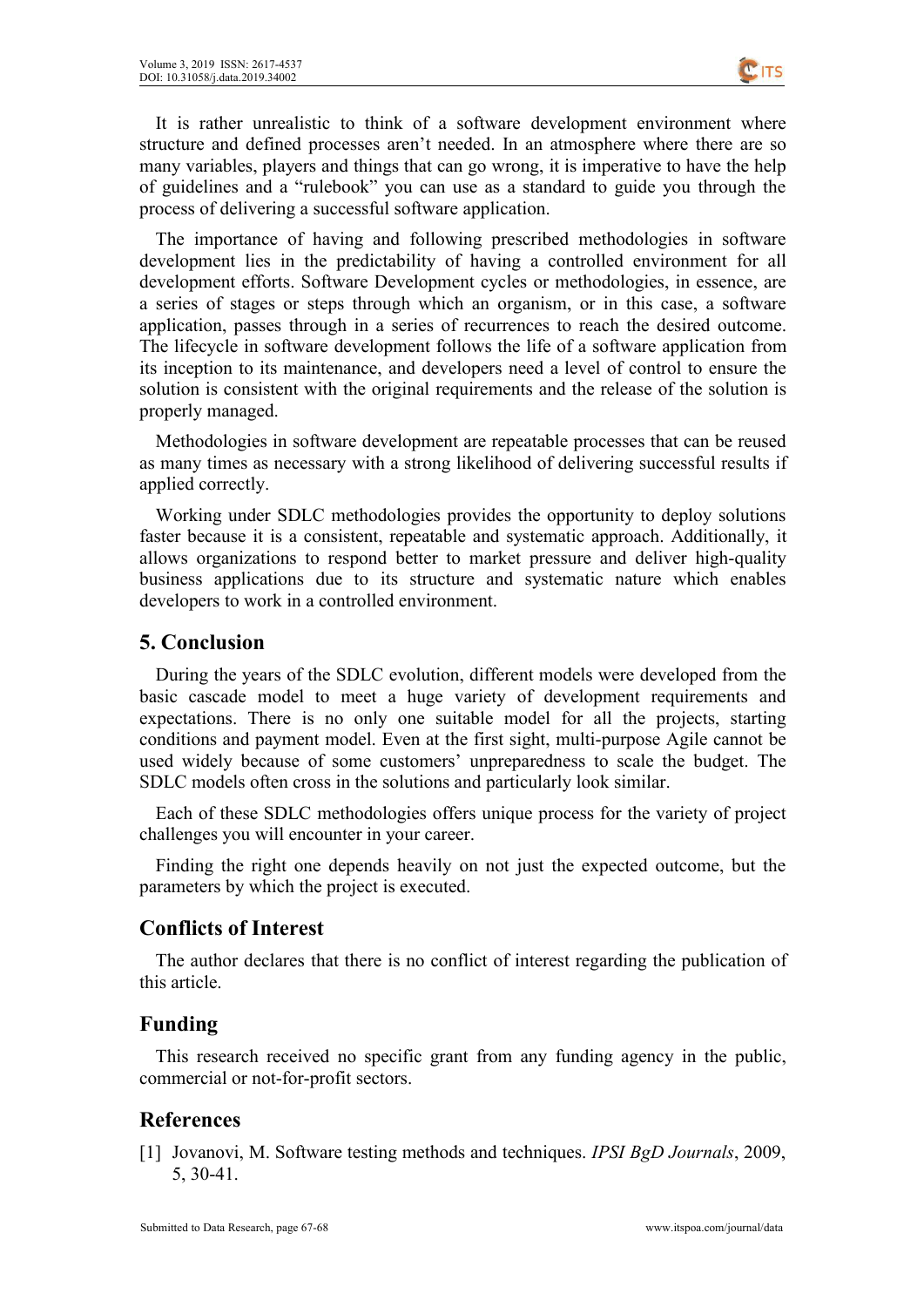It is rather unrealistic to think of a software development environment where structure and defined processes aren't needed. In an atmosphere where there are so many variables, players and things that can go wrong, it is imperative to have the help of guidelines and a "rulebook" you can use as a standard to guide you through the process of delivering a successful software application.

The importance of having and following prescribed methodologies in software development lies in the predictability of having a controlled environment for all development efforts. Software Development cycles or methodologies, in essence, are a series of stages or steps through which an organism, or in this case, a software application, passes through in a series of recurrences to reach the desired outcome. The lifecycle in software development follows the life of a software application from its inception to its maintenance, and developers need a level of control to ensure the solution is consistent with the original requirements and the release of the solution is properly managed.

Methodologies in software development are repeatable processes that can be reused as many times as necessary with a strong likelihood of delivering successful results if applied correctly.

Working under SDLC methodologies provides the opportunity to deploy solutions faster because it is a consistent, repeatable and systematic approach. Additionally, it allows organizations to respond better to market pressure and deliver high-quality business applications due to its structure and systematic nature which enables developers to work in a controlled environment.

## 5. Conclusion

During the years of the SDLC evolution, different models were developed from the basic cascade model to meet a huge variety of development requirements and expectations. There is no only one suitable model for all the projects, starting conditions and payment model. Even at the first sight, multi-purpose Agile cannot be used widely because of some customers' unpreparedness to scale the budget. The SDLC models often cross in the solutions and particularly look similar.

Each of these SDLC methodologies offers unique process for the variety of project challenges you will encounter in your career.

Finding the right one depends heavily on not just the expected outcome, but the parameters by which the project is executed.

## Conflicts of Interest

The author declares that there is no conflict of interest regarding the publication of this article.

## Funding

This research received no specific grant from any funding agency in the public, commercial or not-for-profit sectors.

## References

[1] Jovanovi, M. Software testing methods and techniques. *IPSI BgD Journals*, 2009, 5, 30-41.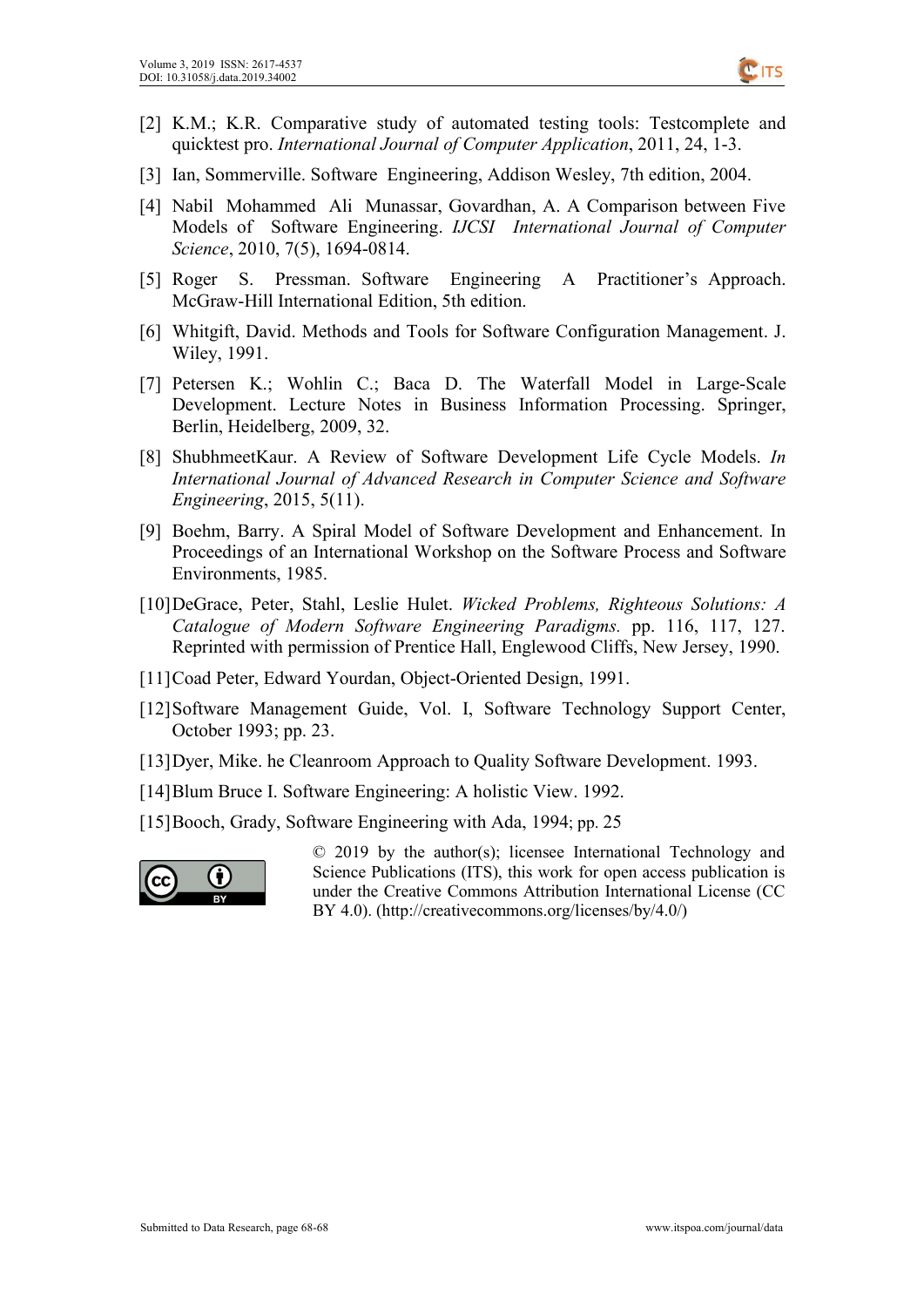[2] K.M.; K.R. Comparative study of automated testing tools: Testcomplete and quicktest pro. *International Journal of Computer Application*, 2011, 24, 1-3.

[3] Ian, Sommerville. Software Engineering, Addison Wesley, 7th edition, 2004.

[4] Nabil Mohammed Ali Munassar, Govardhan, A. A Comparison between Five Models of Software Engineering. *IJCSI International Journal of Computer Science*, 2010, 7(5), 1694-0814.

[5] Roger S. Pressman. Software Engineering A Practitioner's Approach. McGraw-Hill International Edition, 5th edition.

[6] Whitgift, David. Methods and Tools for Software Configuration Management. J. Wiley, 1991.

[7] Petersen K.; Wohlin C.; Baca D. The Waterfall Model in Large-Scale Development. Lecture Notes in Business Information Processing. Springer, Berlin, Heidelberg, 2009, 32.

[8] ShubhmeetKaur. A Review of Software Development Life Cycle Models. *In International Journal of Advanced Research in Computer Science and Software Engineering*, 2015, 5(11).

[9] Boehm, Barry. A Spiral Model of Software Development and Enhancement. In Proceedings of an International Workshop on the Software Process and Software Environments, 1985.

[10] DeGrace, Peter, Stahl, Leslie Hulet. *Wicked Problems, Righteous Solutions: A Catalogue of Modern Software Engineering Paradigms.* pp. 116, 117, 127. Reprinted with permission of Prentice Hall, Englewood Cliffs, New Jersey, 1990.

[11] Coad Peter, Edward Yourdan, Object-Oriented Design, 1991.

[12] Software Management Guide, Vol. I, Software Technology Support Center, October 1993; pp. 23.

[13] Dyer, Mike. he Cleanroom Approach to Quality Software Development. 1993.

[14] Blum Bruce I. Software Engineering: A holistic View. 1992.

[15] Booch, Grady, Software Engineering with Ada, 1994; pp. 25

© 2019 by the author(s); licensee International Technology and Science Publications (ITS), this work for open access publication is under the Creative Commons Attribution International License (CC BY 4.0). (http://creativecommons.org/licenses/by/4.0/)